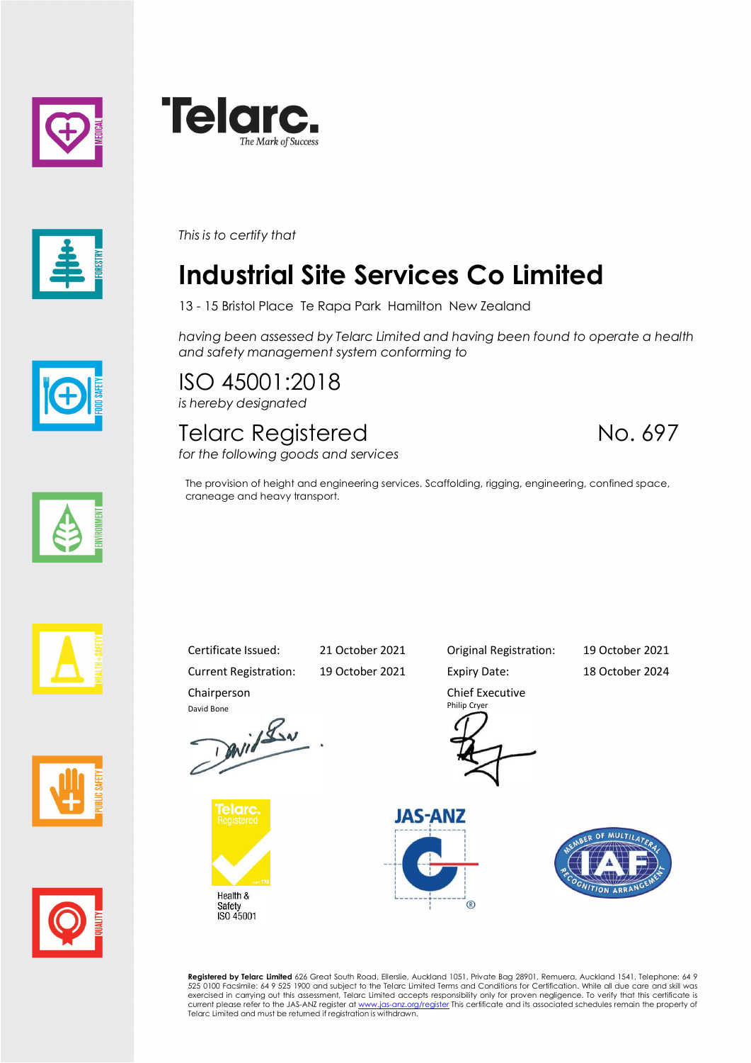**Telarc.**
*The Mark of Success*

*This is to certify that*

# Industrial Site Services Co Limited

13 - 15 Bristol Place Te Rapa Park Hamilton New Zealand

*having been assessed by Telarc Limited and having been found to operate a health and safety management system conforming to*

## ISO 45001:2018

*is hereby designated*

## Telarc Registered No. 697

*for the following goods and services*

The provision of height and engineering services. Scaffolding, rigging, engineering, confined space, craneage and heavy transport.

| | | | |
|---|---|---|---|
| Certificate Issued: | 21 October 2021 | Original Registration: | 19 October 2021 |
| Current Registration: | 19 October 2021 | Expiry Date: | 18 October 2024 |

Chairperson
David Bone

Chief Executive
Philip Cryer

Telarc Registered
Health & Safety
ISO 45001

JAS-ANZ

MEMBER OF MULTILATERAL RECOGNITION ARRANGEMENT IAF

**Registered by Telarc Limited** 626 Great South Road, Ellerslie, Auckland 1051, Private Bag 28901, Remuera, Auckland 1541, Telephone: 64 9 525 0100 Facsimile: 64 9 525 1900 and subject to the Telarc Limited Terms and Conditions for Certification. While all due care and skill was exercised in carrying out this assessment, Telarc Limited accepts responsibility only for proven negligence. To verify that this certificate is current please refer to the JAS-ANZ register at www.jas-anz.org/register This certificate and its associated schedules remain the property of Telarc Limited and must be returned if registration is withdrawn.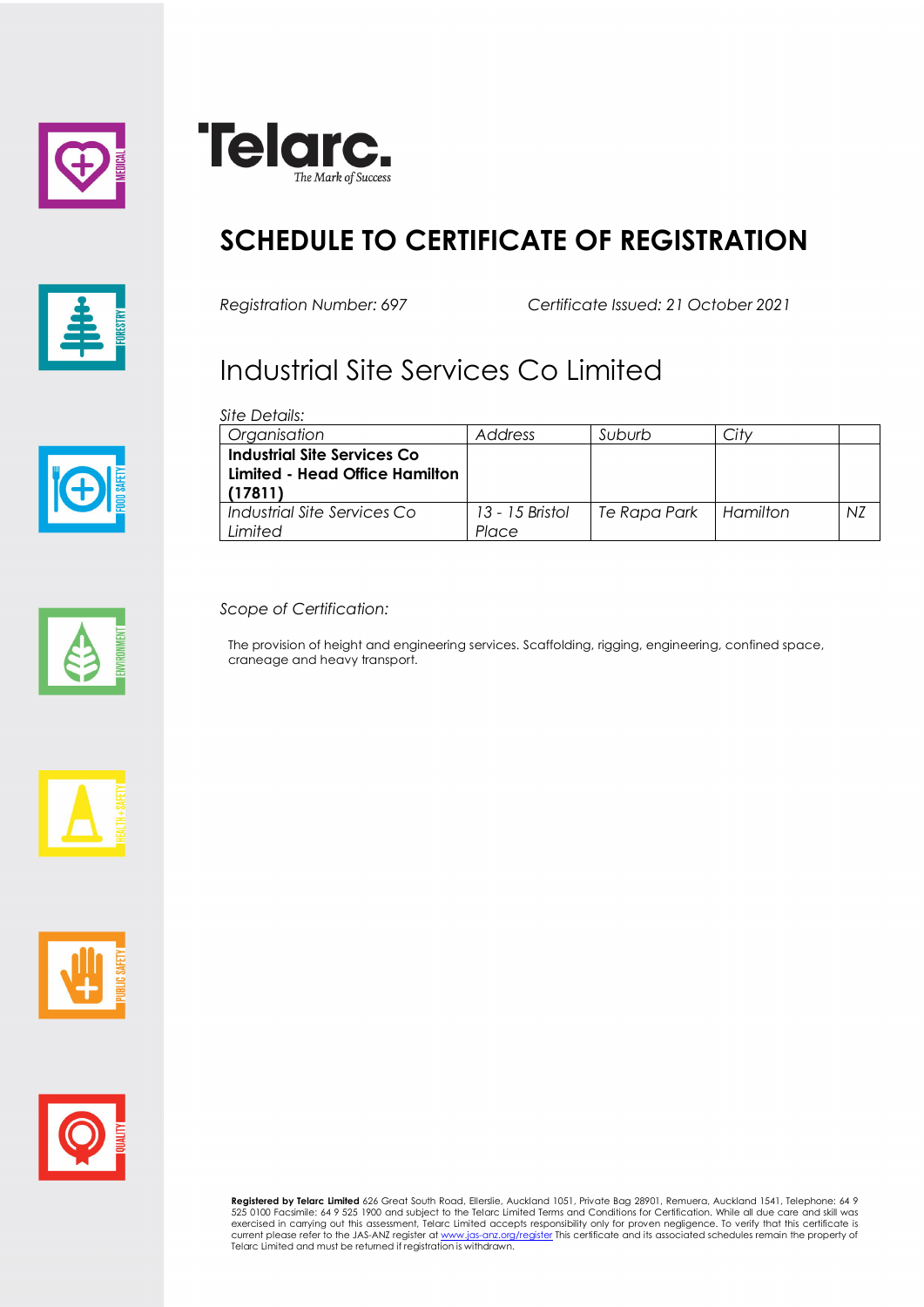Telarc.

The Mark of Success

# SCHEDULE TO CERTIFICATE OF REGISTRATION

*Registration Number: 697*   *Certificate Issued: 21 October 2021*

## Industrial Site Services Co Limited

*Site Details:*

| *Organisation* | *Address* | *Suburb* | *City* | |
|---|---|---|---|---|
| **Industrial Site Services Co Limited - Head Office Hamilton (17811)** | | | | |
| *Industrial Site Services Co Limited* | *13 - 15 Bristol Place* | *Te Rapa Park* | *Hamilton* | *NZ* |

*Scope of Certification:*

The provision of height and engineering services. Scaffolding, rigging, engineering, confined space, craneage and heavy transport.

**Registered by Telarc Limited** 626 Great South Road, Ellerslie, Auckland 1051, Private Bag 28901, Remuera, Auckland 1541, Telephone: 64 9 525 0100 Facsimile: 64 9 525 1900 and subject to the Telarc Limited Terms and Conditions for Certification. While all due care and skill was exercised in carrying out this assessment, Telarc Limited accepts responsibility only for proven negligence. To verify that this certificate is current please refer to the JAS-ANZ register at www.jas-anz.org/register This certificate and its associated schedules remain the property of Telarc Limited and must be returned if registration is withdrawn.